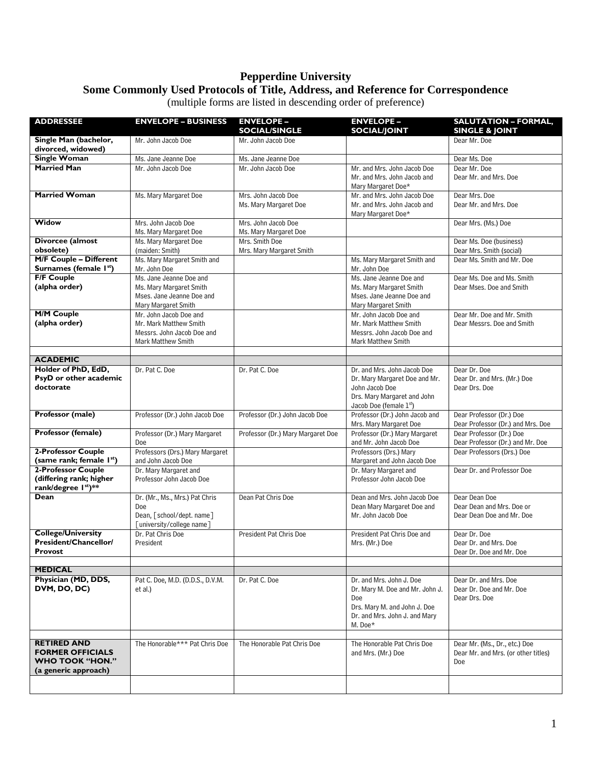# Pepperdine University

## Some Commonly Used Protocols of Title, Address, and Reference for Correspondence

(multiple forms are listed in descending order of preference)

| ADDRESSEE | ENVELOPE – BUSINESS | ENVELOPE – SOCIAL/SINGLE | ENVELOPE – SOCIAL/JOINT | SALUTATION – FORMAL, SINGLE & JOINT |
|---|---|---|---|---|
| **Single Man (bachelor, divorced, widowed)** | Mr. John Jacob Doe | Mr. John Jacob Doe | | Dear Mr. Doe |
| **Single Woman** | Ms. Jane Jeanne Doe | Ms. Jane Jeanne Doe | | Dear Ms. Doe |
| **Married Man** | Mr. John Jacob Doe | Mr. John Jacob Doe | Mr. and Mrs. John Jacob Doe<br>Mr. and Mrs. John Jacob and Mary Margaret Doe* | Dear Mr. Doe<br>Dear Mr. and Mrs. Doe |
| **Married Woman** | Ms. Mary Margaret Doe | Mrs. John Jacob Doe<br>Ms. Mary Margaret Doe | Mr. and Mrs. John Jacob Doe<br>Mr. and Mrs. John Jacob and Mary Margaret Doe* | Dear Mrs. Doe<br>Dear Mr. and Mrs. Doe |
| **Widow** | Mrs. John Jacob Doe<br>Ms. Mary Margaret Doe | Mrs. John Jacob Doe<br>Ms. Mary Margaret Doe | | Dear Mrs. (Ms.) Doe |
| **Divorcee (almost obsolete)** | Ms. Mary Margaret Doe<br>(maiden: Smith) | Mrs. Smith Doe<br>Mrs. Mary Margaret Smith | | Dear Ms. Doe (business)<br>Dear Mrs. Smith (social) |
| **M/F Couple – Different Surnames (female 1st)** | Ms. Mary Margaret Smith and Mr. John Doe | | Ms. Mary Margaret Smith and Mr. John Doe | Dear Ms. Smith and Mr. Doe |
| **F/F Couple (alpha order)** | Ms. Jane Jeanne Doe and Ms. Mary Margaret Smith<br>Mses. Jane Jeanne Doe and Mary Margaret Smith | | Ms. Jane Jeanne Doe and Ms. Mary Margaret Smith<br>Mses. Jane Jeanne Doe and Mary Margaret Smith | Dear Ms. Doe and Ms. Smith<br>Dear Mses. Doe and Smith |
| **M/M Couple (alpha order)** | Mr. John Jacob Doe and Mr. Mark Matthew Smith<br>Messrs. John Jacob Doe and Mark Matthew Smith | | Mr. John Jacob Doe and Mr. Mark Matthew Smith<br>Messrs. John Jacob Doe and Mark Matthew Smith | Dear Mr. Doe and Mr. Smith<br>Dear Messrs. Doe and Smith |
| | | | | |
| **ACADEMIC** | | | | |
| **Holder of PhD, EdD, PsyD or other academic doctorate** | Dr. Pat C. Doe | Dr. Pat C. Doe | Dr. and Mrs. John Jacob Doe<br>Dr. Mary Margaret Doe and Mr. John Jacob Doe<br>Drs. Mary Margaret and John Jacob Doe (female 1st) | Dear Dr. Doe<br>Dear Dr. and Mrs. (Mr.) Doe<br>Dear Drs. Doe |
| **Professor (male)** | Professor (Dr.) John Jacob Doe | Professor (Dr.) John Jacob Doe | Professor (Dr.) John Jacob and Mrs. Mary Margaret Doe | Dear Professor (Dr.) Doe<br>Dear Professor (Dr.) and Mrs. Doe |
| **Professor (female)** | Professor (Dr.) Mary Margaret Doe | Professor (Dr.) Mary Margaret Doe | Professor (Dr.) Mary Margaret and Mr. John Jacob Doe | Dear Professor (Dr.) Doe<br>Dear Professor (Dr.) and Mr. Doe |
| **2-Professor Couple (same rank; female 1st)** | Professors (Drs.) Mary Margaret and John Jacob Doe | | Professors (Drs.) Mary Margaret and John Jacob Doe | Dear Professors (Drs.) Doe |
| **2-Professor Couple (differing rank; higher rank/degree 1st)\*\*** | Dr. Mary Margaret and Professor John Jacob Doe | | Dr. Mary Margaret and Professor John Jacob Doe | Dear Dr. and Professor Doe |
| **Dean** | Dr. (Mr., Ms., Mrs.) Pat Chris Doe<br>Dean, [school/dept. name]<br>[university/college name] | Dean Pat Chris Doe | Dean and Mrs. John Jacob Doe<br>Dean Mary Margaret Doe and Mr. John Jacob Doe | Dear Dean Doe<br>Dear Dean and Mrs. Doe or<br>Dear Dean Doe and Mr. Doe |
| **College/University President/Chancellor/ Provost** | Dr. Pat Chris Doe<br>President | President Pat Chris Doe | President Pat Chris Doe and Mrs. (Mr.) Doe | Dear Dr. Doe<br>Dear Dr. and Mrs. Doe<br>Dear Dr. Doe and Mr. Doe |
| | | | | |
| **MEDICAL** | | | | |
| **Physician (MD, DDS, DVM, DO, DC)** | Pat C. Doe, M.D. (D.D.S., D.V.M. et al.) | Dr. Pat C. Doe | Dr. and Mrs. John J. Doe<br>Dr. Mary M. Doe and Mr. John J. Doe<br>Drs. Mary M. and John J. Doe<br>Dr. and Mrs. John J. and Mary M. Doe* | Dear Dr. and Mrs. Doe<br>Dear Dr. Doe and Mr. Doe<br>Dear Drs. Doe |
| | | | | |
| **RETIRED AND FORMER OFFICIALS WHO TOOK "HON." (a generic approach)** | The Honorable\*\*\* Pat Chris Doe | The Honorable Pat Chris Doe | The Honorable Pat Chris Doe and Mrs. (Mr.) Doe | Dear Mr. (Ms., Dr., etc.) Doe<br>Dear Mr. and Mrs. (or other titles) Doe |
| | | | | |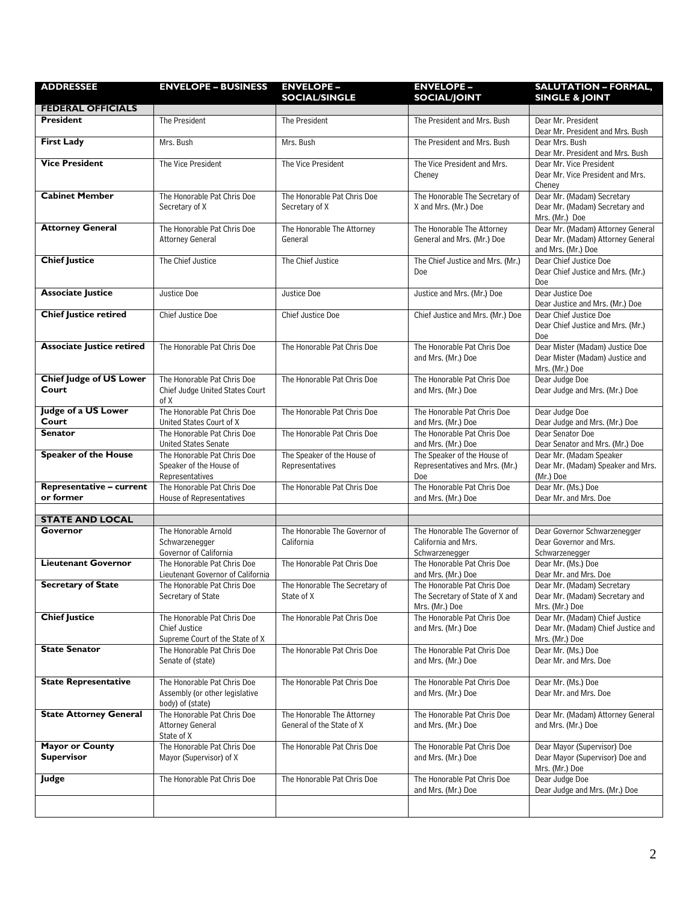| ADDRESSEE | ENVELOPE – BUSINESS | ENVELOPE – SOCIAL/SINGLE | ENVELOPE – SOCIAL/JOINT | SALUTATION – FORMAL, SINGLE & JOINT |
|---|---|---|---|---|
| **FEDERAL OFFICIALS** | | | | |
| **President** | The President | The President | The President and Mrs. Bush | Dear Mr. President<br>Dear Mr. President and Mrs. Bush |
| **First Lady** | Mrs. Bush | Mrs. Bush | The President and Mrs. Bush | Dear Mrs. Bush<br>Dear Mr. President and Mrs. Bush |
| **Vice President** | The Vice President | The Vice President | The Vice President and Mrs. Cheney | Dear Mr. Vice President<br>Dear Mr. Vice President and Mrs. Cheney |
| **Cabinet Member** | The Honorable Pat Chris Doe<br>Secretary of X | The Honorable Pat Chris Doe<br>Secretary of X | The Honorable The Secretary of X and Mrs. (Mr.) Doe | Dear Mr. (Madam) Secretary<br>Dear Mr. (Madam) Secretary and Mrs. (Mr.) Doe |
| **Attorney General** | The Honorable Pat Chris Doe<br>Attorney General | The Honorable The Attorney General | The Honorable The Attorney General and Mrs. (Mr.) Doe | Dear Mr. (Madam) Attorney General<br>Dear Mr. (Madam) Attorney General and Mrs. (Mr.) Doe |
| **Chief Justice** | The Chief Justice | The Chief Justice | The Chief Justice and Mrs. (Mr.) Doe | Dear Chief Justice Doe<br>Dear Chief Justice and Mrs. (Mr.) Doe |
| **Associate Justice** | Justice Doe | Justice Doe | Justice and Mrs. (Mr.) Doe | Dear Justice Doe<br>Dear Justice and Mrs. (Mr.) Doe |
| **Chief Justice retired** | Chief Justice Doe | Chief Justice Doe | Chief Justice and Mrs. (Mr.) Doe | Dear Chief Justice Doe<br>Dear Chief Justice and Mrs. (Mr.) Doe |
| **Associate Justice retired** | The Honorable Pat Chris Doe | The Honorable Pat Chris Doe | The Honorable Pat Chris Doe and Mrs. (Mr.) Doe | Dear Mister (Madam) Justice Doe<br>Dear Mister (Madam) Justice and Mrs. (Mr.) Doe |
| **Chief Judge of US Lower Court** | The Honorable Pat Chris Doe<br>Chief Judge United States Court of X | The Honorable Pat Chris Doe | The Honorable Pat Chris Doe and Mrs. (Mr.) Doe | Dear Judge Doe<br>Dear Judge and Mrs. (Mr.) Doe |
| **Judge of a US Lower Court** | The Honorable Pat Chris Doe<br>United States Court of X | The Honorable Pat Chris Doe | The Honorable Pat Chris Doe and Mrs. (Mr.) Doe | Dear Judge Doe<br>Dear Judge and Mrs. (Mr.) Doe |
| **Senator** | The Honorable Pat Chris Doe<br>United States Senate | The Honorable Pat Chris Doe | The Honorable Pat Chris Doe and Mrs. (Mr.) Doe | Dear Senator Doe<br>Dear Senator and Mrs. (Mr.) Doe |
| **Speaker of the House** | The Honorable Pat Chris Doe<br>Speaker of the House of Representatives | The Speaker of the House of Representatives | The Speaker of the House of Representatives and Mrs. (Mr.) Doe | Dear Mr. (Madam Speaker<br>Dear Mr. (Madam) Speaker and Mrs. (Mr.) Doe |
| **Representative – current or former** | The Honorable Pat Chris Doe<br>House of Representatives | The Honorable Pat Chris Doe | The Honorable Pat Chris Doe and Mrs. (Mr.) Doe | Dear Mr. (Ms.) Doe<br>Dear Mr. and Mrs. Doe |
| | | | | |
| **STATE AND LOCAL** | | | | |
| **Governor** | The Honorable Arnold Schwarzenegger<br>Governor of California | The Honorable The Governor of California | The Honorable The Governor of California and Mrs. Schwarzenegger | Dear Governor Schwarzenegger<br>Dear Governor and Mrs. Schwarzenegger |
| **Lieutenant Governor** | The Honorable Pat Chris Doe<br>Lieutenant Governor of California | The Honorable Pat Chris Doe | The Honorable Pat Chris Doe and Mrs. (Mr.) Doe | Dear Mr. (Ms.) Doe<br>Dear Mr. and Mrs. Doe |
| **Secretary of State** | The Honorable Pat Chris Doe<br>Secretary of State | The Honorable The Secretary of State of X | The Honorable Pat Chris Doe The Secretary of State of X and Mrs. (Mr.) Doe | Dear Mr. (Madam) Secretary<br>Dear Mr. (Madam) Secretary and Mrs. (Mr.) Doe |
| **Chief Justice** | The Honorable Pat Chris Doe<br>Chief Justice<br>Supreme Court of the State of X | The Honorable Pat Chris Doe | The Honorable Pat Chris Doe and Mrs. (Mr.) Doe | Dear Mr. (Madam) Chief Justice<br>Dear Mr. (Madam) Chief Justice and Mrs. (Mr.) Doe |
| **State Senator** | The Honorable Pat Chris Doe<br>Senate of (state) | The Honorable Pat Chris Doe | The Honorable Pat Chris Doe and Mrs. (Mr.) Doe | Dear Mr. (Ms.) Doe<br>Dear Mr. and Mrs. Doe |
| **State Representative** | The Honorable Pat Chris Doe<br>Assembly (or other legislative body) of (state) | The Honorable Pat Chris Doe | The Honorable Pat Chris Doe and Mrs. (Mr.) Doe | Dear Mr. (Ms.) Doe<br>Dear Mr. and Mrs. Doe |
| **State Attorney General** | The Honorable Pat Chris Doe<br>Attorney General<br>State of X | The Honorable The Attorney General of the State of X | The Honorable Pat Chris Doe and Mrs. (Mr.) Doe | Dear Mr. (Madam) Attorney General and Mrs. (Mr.) Doe |
| **Mayor or County Supervisor** | The Honorable Pat Chris Doe<br>Mayor (Supervisor) of X | The Honorable Pat Chris Doe | The Honorable Pat Chris Doe and Mrs. (Mr.) Doe | Dear Mayor (Supervisor) Doe<br>Dear Mayor (Supervisor) Doe and Mrs. (Mr.) Doe |
| **Judge** | The Honorable Pat Chris Doe | The Honorable Pat Chris Doe | The Honorable Pat Chris Doe and Mrs. (Mr.) Doe | Dear Judge Doe<br>Dear Judge and Mrs. (Mr.) Doe |
| | | | | |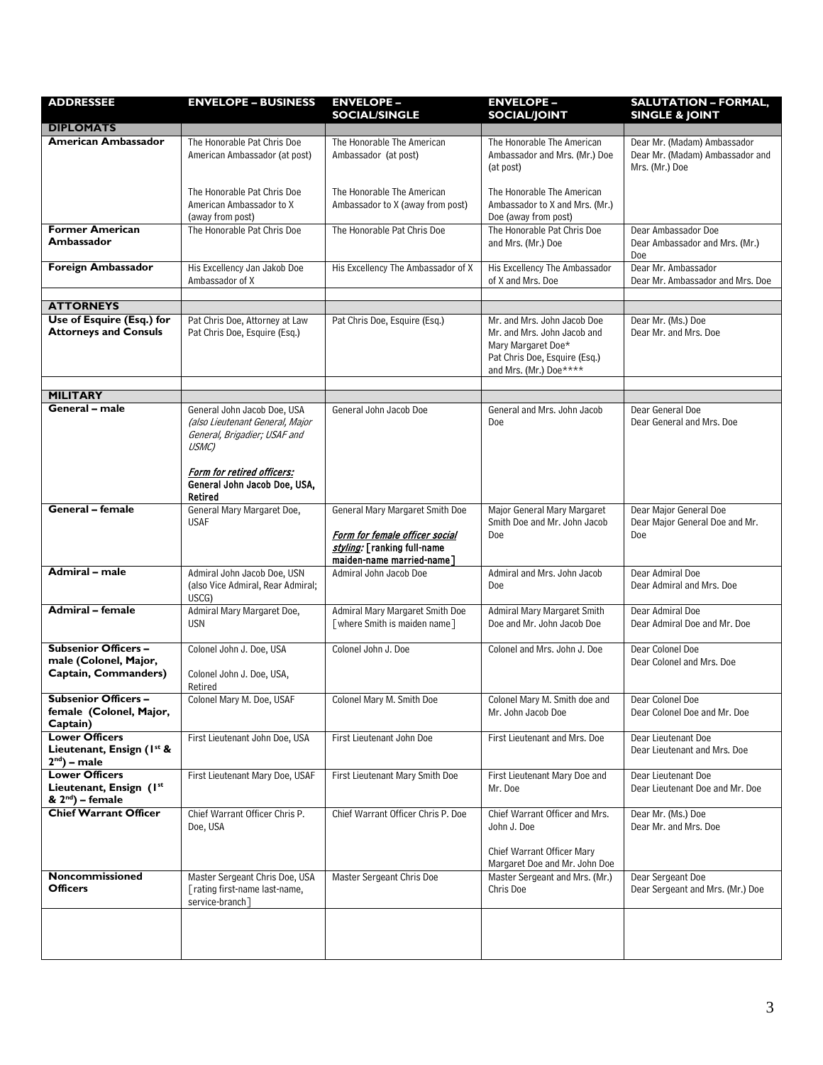| ADDRESSEE | ENVELOPE – BUSINESS | ENVELOPE – SOCIAL/SINGLE | ENVELOPE – SOCIAL/JOINT | SALUTATION – FORMAL, SINGLE & JOINT |
|---|---|---|---|---|
| **DIPLOMATS** | | | | |
| **American Ambassador** | The Honorable Pat Chris Doe<br>American Ambassador (at post)<br><br>The Honorable Pat Chris Doe<br>American Ambassador to X<br>(away from post) | The Honorable The American Ambassador (at post)<br><br>The Honorable The American Ambassador to X (away from post) | The Honorable The American Ambassador and Mrs. (Mr.) Doe (at post)<br><br>The Honorable The American Ambassador to X and Mrs. (Mr.) Doe (away from post) | Dear Mr. (Madam) Ambassador<br>Dear Mr. (Madam) Ambassador and Mrs. (Mr.) Doe |
| **Former American Ambassador** | The Honorable Pat Chris Doe | The Honorable Pat Chris Doe | The Honorable Pat Chris Doe and Mrs. (Mr.) Doe | Dear Ambassador Doe<br>Dear Ambassador and Mrs. (Mr.) Doe |
| **Foreign Ambassador** | His Excellency Jan Jakob Doe<br>Ambassador of X | His Excellency The Ambassador of X | His Excellency The Ambassador of X and Mrs. Doe | Dear Mr. Ambassador<br>Dear Mr. Ambassador and Mrs. Doe |
| | | | | |
| **ATTORNEYS** | | | | |
| **Use of Esquire (Esq.) for Attorneys and Consuls** | Pat Chris Doe, Attorney at Law<br>Pat Chris Doe, Esquire (Esq.) | Pat Chris Doe, Esquire (Esq.) | Mr. and Mrs. John Jacob Doe<br>Mr. and Mrs. John Jacob and Mary Margaret Doe*<br>Pat Chris Doe, Esquire (Esq.) and Mrs. (Mr.) Doe**** | Dear Mr. (Ms.) Doe<br>Dear Mr. and Mrs. Doe |
| | | | | |
| **MILITARY** | | | | |
| **General – male** | General John Jacob Doe, USA<br>*(also Lieutenant General, Major General, Brigadier; USAF and USMC)*<br><br>***Form for retired officers:***<br>**General John Jacob Doe, USA, Retired** | General John Jacob Doe | General and Mrs. John Jacob Doe | Dear General Doe<br>Dear General and Mrs. Doe |
| **General – female** | General Mary Margaret Doe, USAF | General Mary Margaret Smith Doe<br><br>***Form for female officer social styling:*** **[ranking full-name maiden-name married-name]** | Major General Mary Margaret Smith Doe and Mr. John Jacob Doe | Dear Major General Doe<br>Dear Major General Doe and Mr. Doe |
| **Admiral – male** | Admiral John Jacob Doe, USN<br>(also Vice Admiral, Rear Admiral; USCG) | Admiral John Jacob Doe | Admiral and Mrs. John Jacob Doe | Dear Admiral Doe<br>Dear Admiral and Mrs. Doe |
| **Admiral – female** | Admiral Mary Margaret Doe, USN | Admiral Mary Margaret Smith Doe<br>[where Smith is maiden name] | Admiral Mary Margaret Smith Doe and Mr. John Jacob Doe | Dear Admiral Doe<br>Dear Admiral Doe and Mr. Doe |
| **Subsenior Officers – male (Colonel, Major, Captain, Commanders)** | Colonel John J. Doe, USA<br><br>Colonel John J. Doe, USA, Retired | Colonel John J. Doe | Colonel and Mrs. John J. Doe | Dear Colonel Doe<br>Dear Colonel and Mrs. Doe |
| **Subsenior Officers – female (Colonel, Major, Captain)** | Colonel Mary M. Doe, USAF | Colonel Mary M. Smith Doe | Colonel Mary M. Smith doe and Mr. John Jacob Doe | Dear Colonel Doe<br>Dear Colonel Doe and Mr. Doe |
| **Lower Officers Lieutenant, Ensign (1st & 2nd) – male** | First Lieutenant John Doe, USA | First Lieutenant John Doe | First Lieutenant and Mrs. Doe | Dear Lieutenant Doe<br>Dear Lieutenant and Mrs. Doe |
| **Lower Officers Lieutenant, Ensign (1st & 2nd) – female** | First Lieutenant Mary Doe, USAF | First Lieutenant Mary Smith Doe | First Lieutenant Mary Doe and Mr. Doe | Dear Lieutenant Doe<br>Dear Lieutenant Doe and Mr. Doe |
| **Chief Warrant Officer** | Chief Warrant Officer Chris P. Doe, USA | Chief Warrant Officer Chris P. Doe | Chief Warrant Officer and Mrs. John J. Doe<br><br>Chief Warrant Officer Mary Margaret Doe and Mr. John Doe | Dear Mr. (Ms.) Doe<br>Dear Mr. and Mrs. Doe |
| **Noncommissioned Officers** | Master Sergeant Chris Doe, USA<br>[rating first-name last-name, service-branch] | Master Sergeant Chris Doe | Master Sergeant and Mrs. (Mr.) Chris Doe | Dear Sergeant Doe<br>Dear Sergeant and Mrs. (Mr.) Doe |
| | | | | |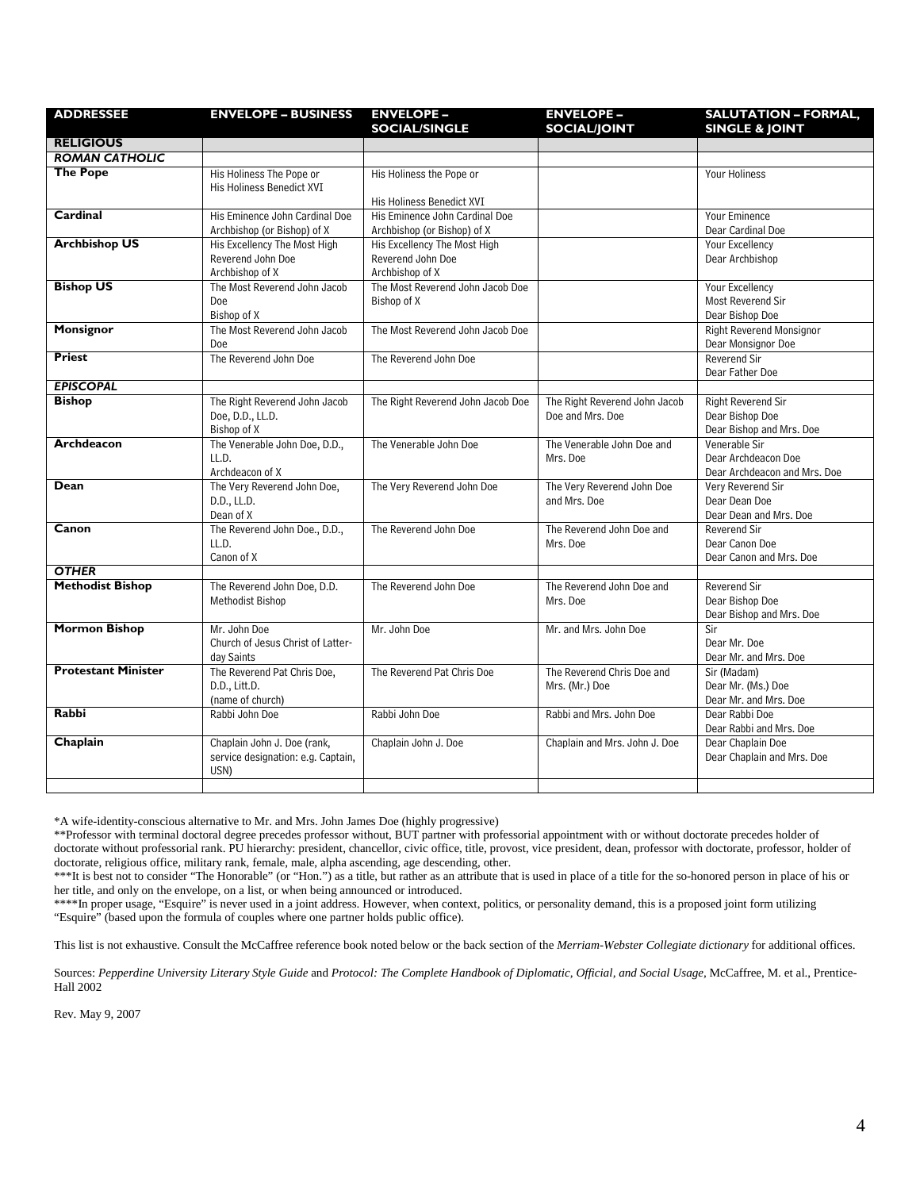| ADDRESSEE | ENVELOPE – BUSINESS | ENVELOPE – SOCIAL/SINGLE | ENVELOPE – SOCIAL/JOINT | SALUTATION – FORMAL, SINGLE & JOINT |
|---|---|---|---|---|
| **RELIGIOUS** | | | | |
| ***ROMAN CATHOLIC*** | | | | |
| **The Pope** | His Holiness The Pope or His Holiness Benedict XVI | His Holiness the Pope or His Holiness Benedict XVI | | Your Holiness |
| **Cardinal** | His Eminence John Cardinal Doe Archbishop (or Bishop) of X | His Eminence John Cardinal Doe Archbishop (or Bishop) of X | | Your Eminence Dear Cardinal Doe |
| **Archbishop US** | His Excellency The Most High Reverend John Doe Archbishop of X | His Excellency The Most High Reverend John Doe Archbishop of X | | Your Excellency Dear Archbishop |
| **Bishop US** | The Most Reverend John Jacob Doe Bishop of X | The Most Reverend John Jacob Doe Bishop of X | | Your Excellency Most Reverend Sir Dear Bishop Doe |
| **Monsignor** | The Most Reverend John Jacob Doe | The Most Reverend John Jacob Doe | | Right Reverend Monsignor Dear Monsignor Doe |
| **Priest** | The Reverend John Doe | The Reverend John Doe | | Reverend Sir Dear Father Doe |
| ***EPISCOPAL*** | | | | |
| **Bishop** | The Right Reverend John Jacob Doe, D.D., LL.D. Bishop of X | The Right Reverend John Jacob Doe | The Right Reverend John Jacob Doe and Mrs. Doe | Right Reverend Sir Dear Bishop Doe Dear Bishop and Mrs. Doe |
| **Archdeacon** | The Venerable John Doe, D.D., LL.D. Archdeacon of X | The Venerable John Doe | The Venerable John Doe and Mrs. Doe | Venerable Sir Dear Archdeacon Doe Dear Archdeacon and Mrs. Doe |
| **Dean** | The Very Reverend John Doe, D.D., LL.D. Dean of X | The Very Reverend John Doe | The Very Reverend John Doe and Mrs. Doe | Very Reverend Sir Dear Dean Doe Dear Dean and Mrs. Doe |
| **Canon** | The Reverend John Doe., D.D., LL.D. Canon of X | The Reverend John Doe | The Reverend John Doe and Mrs. Doe | Reverend Sir Dear Canon Doe Dear Canon and Mrs. Doe |
| ***OTHER*** | | | | |
| **Methodist Bishop** | The Reverend John Doe, D.D. Methodist Bishop | The Reverend John Doe | The Reverend John Doe and Mrs. Doe | Reverend Sir Dear Bishop Doe Dear Bishop and Mrs. Doe |
| **Mormon Bishop** | Mr. John Doe Church of Jesus Christ of Latter-day Saints | Mr. John Doe | Mr. and Mrs. John Doe | Sir Dear Mr. Doe Dear Mr. and Mrs. Doe |
| **Protestant Minister** | The Reverend Pat Chris Doe, D.D., Litt.D. (name of church) | The Reverend Pat Chris Doe | The Reverend Chris Doe and Mrs. (Mr.) Doe | Sir (Madam) Dear Mr. (Ms.) Doe Dear Mr. and Mrs. Doe |
| **Rabbi** | Rabbi John Doe | Rabbi John Doe | Rabbi and Mrs. John Doe | Dear Rabbi Doe Dear Rabbi and Mrs. Doe |
| **Chaplain** | Chaplain John J. Doe (rank, service designation: e.g. Captain, USN) | Chaplain John J. Doe | Chaplain and Mrs. John J. Doe | Dear Chaplain Doe Dear Chaplain and Mrs. Doe |
| | | | | |

*A wife-identity-conscious alternative to Mr. and Mrs. John James Doe (highly progressive)

**Professor with terminal doctoral degree precedes professor without, BUT partner with professorial appointment with or without doctorate precedes holder of doctorate without professorial rank. PU hierarchy: president, chancellor, civic office, title, provost, vice president, dean, professor with doctorate, professor, holder of doctorate, religious office, military rank, female, male, alpha ascending, age descending, other.

***It is best not to consider "The Honorable" (or "Hon.") as a title, but rather as an attribute that is used in place of a title for the so-honored person in place of his or her title, and only on the envelope, on a list, or when being announced or introduced.

****In proper usage, "Esquire" is never used in a joint address. However, when context, politics, or personality demand, this is a proposed joint form utilizing "Esquire" (based upon the formula of couples where one partner holds public office).

This list is not exhaustive. Consult the McCaffree reference book noted below or the back section of the *Merriam-Webster Collegiate dictionary* for additional offices.

Sources: *Pepperdine University Literary Style Guide* and *Protocol: The Complete Handbook of Diplomatic, Official, and Social Usage*, McCaffree, M. et al., Prentice-Hall 2002

Rev. May 9, 2007